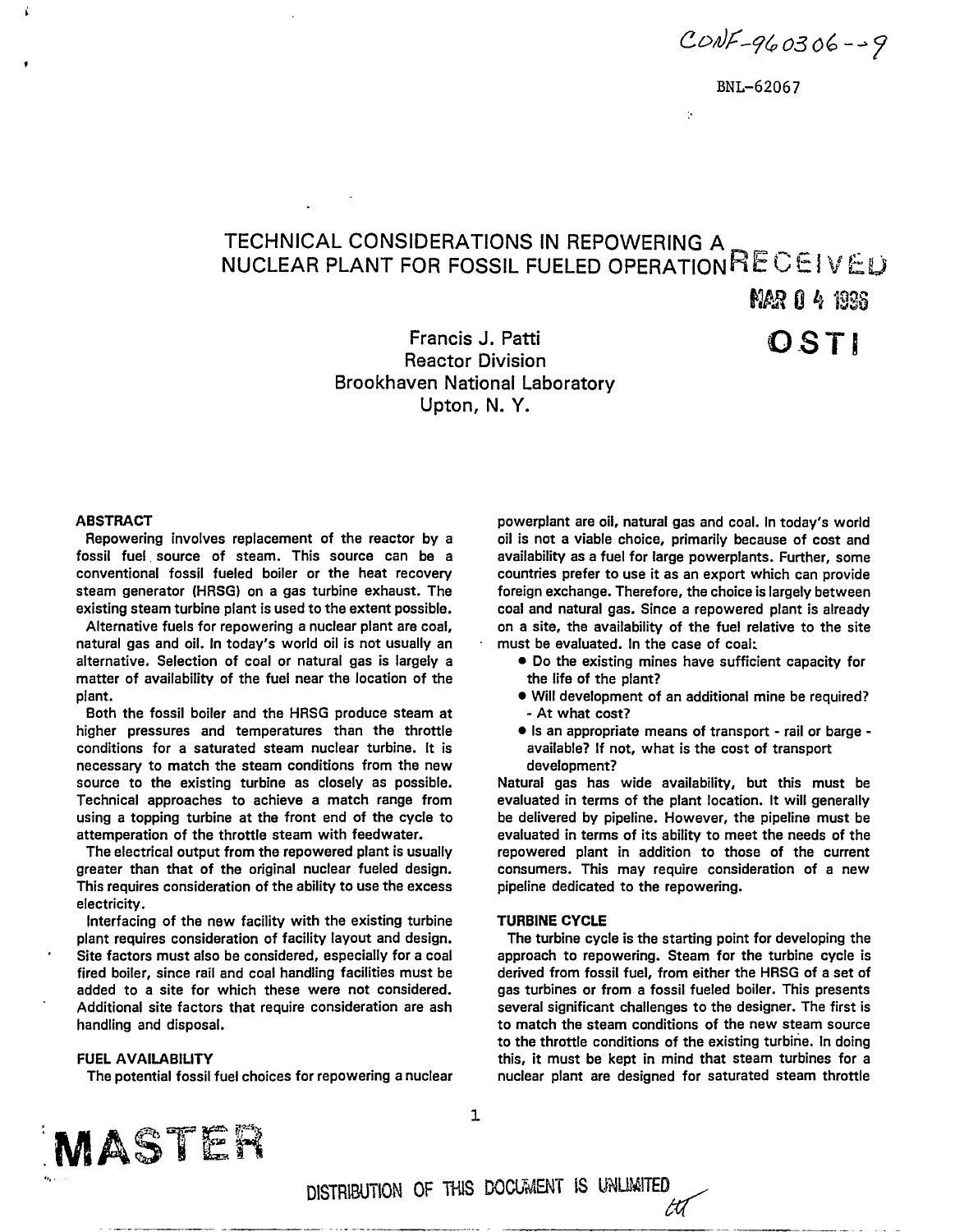CONF-960306--9

BNL-62067

# TECHNICAL CONSIDERATIONS IN REPOWERING A NUCLEAR PLANT FOR FOSSIL FUELED OPERATION

RECEIVED
MAR 04 1996
OSTI

Francis J. Patti
Reactor Division
Brookhaven National Laboratory
Upton, N. Y.

## ABSTRACT

Repowering involves replacement of the reactor by a fossil fuel source of steam. This source can be a conventional fossil fueled boiler or the heat recovery steam generator (HRSG) on a gas turbine exhaust. The existing steam turbine plant is used to the extent possible.

Alternative fuels for repowering a nuclear plant are coal, natural gas and oil. In today's world oil is not usually an alternative. Selection of coal or natural gas is largely a matter of availability of the fuel near the location of the plant.

Both the fossil boiler and the HRSG produce steam at higher pressures and temperatures than the throttle conditions for a saturated steam nuclear turbine. It is necessary to match the steam conditions from the new source to the existing turbine as closely as possible. Technical approaches to achieve a match range from using a topping turbine at the front end of the cycle to attemperation of the throttle steam with feedwater.

The electrical output from the repowered plant is usually greater than that of the original nuclear fueled design. This requires consideration of the ability to use the excess electricity.

Interfacing of the new facility with the existing turbine plant requires consideration of facility layout and design. Site factors must also be considered, especially for a coal fired boiler, since rail and coal handling facilities must be added to a site for which these were not considered. Additional site factors that require consideration are ash handling and disposal.

## FUEL AVAILABILITY

The potential fossil fuel choices for repowering a nuclear powerplant are oil, natural gas and coal. In today's world oil is not a viable choice, primarily because of cost and availability as a fuel for large powerplants. Further, some countries prefer to use it as an export which can provide foreign exchange. Therefore, the choice is largely between coal and natural gas. Since a repowered plant is already on a site, the availability of the fuel relative to the site must be evaluated. In the case of coal:

- Do the existing mines have sufficient capacity for the life of the plant?
- Will development of an additional mine be required? - At what cost?
- Is an appropriate means of transport - rail or barge - available? If not, what is the cost of transport development?

Natural gas has wide availability, but this must be evaluated in terms of the plant location. It will generally be delivered by pipeline. However, the pipeline must be evaluated in terms of its ability to meet the needs of the repowered plant in addition to those of the current consumers. This may require consideration of a new pipeline dedicated to the repowering.

## TURBINE CYCLE

The turbine cycle is the starting point for developing the approach to repowering. Steam for the turbine cycle is derived from fossil fuel, from either the HRSG of a set of gas turbines or from a fossil fueled boiler. This presents several significant challenges to the designer. The first is to match the steam conditions of the new steam source to the throttle conditions of the existing turbine. In doing this, it must be kept in mind that steam turbines for a nuclear plant are designed for saturated steam throttle

MASTER

DISTRIBUTION OF THIS DOCUMENT IS UNLIMITED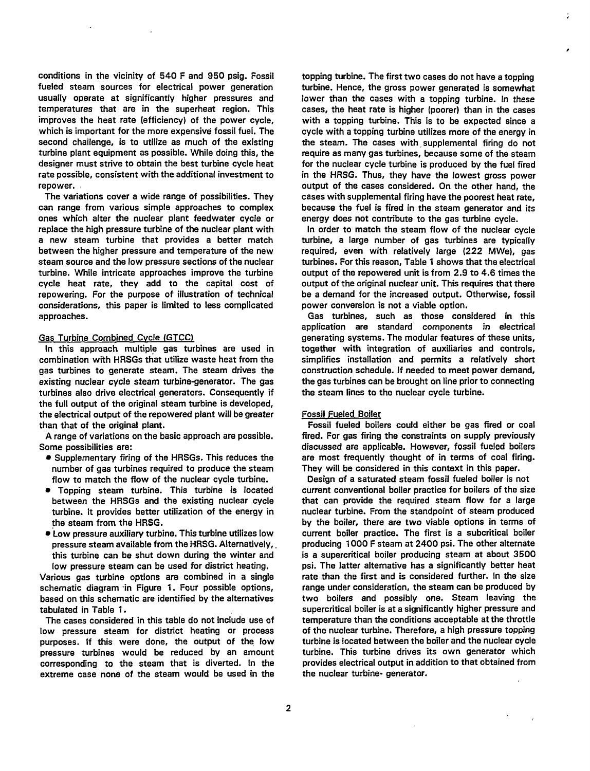conditions in the vicinity of 540 F and 950 psig. Fossil fueled steam sources for electrical power generation usually operate at significantly higher pressures and temperatures that are in the superheat region. This improves the heat rate (efficiency) of the power cycle, which is important for the more expensive fossil fuel. The second challenge, is to utilize as much of the existing turbine plant equipment as possible. While doing this, the designer must strive to obtain the best turbine cycle heat rate possible, consistent with the additional investment to repower.

The variations cover a wide range of possibilities. They can range from various simple approaches to complex ones which alter the nuclear plant feedwater cycle or replace the high pressure turbine of the nuclear plant with a new steam turbine that provides a better match between the higher pressure and temperature of the new steam source and the low pressure sections of the nuclear turbine. While intricate approaches improve the turbine cycle heat rate, they add to the capital cost of repowering. For the purpose of illustration of technical considerations, this paper is limited to less complicated approaches.

## Gas Turbine Combined Cycle (GTCC)

In this approach multiple gas turbines are used in combination with HRSGs that utilize waste heat from the gas turbines to generate steam. The steam drives the existing nuclear cycle steam turbine-generator. The gas turbines also drive electrical generators. Consequently if the full output of the original steam turbine is developed, the electrical output of the repowered plant will be greater than that of the original plant.

A range of variations on the basic approach are possible. Some possibilities are:

- Supplementary firing of the HRSGs. This reduces the number of gas turbines required to produce the steam flow to match the flow of the nuclear cycle turbine.
- Topping steam turbine. This turbine is located between the HRSGs and the existing nuclear cycle turbine. It provides better utilization of the energy in the steam from the HRSG.
- Low pressure auxiliary turbine. This turbine utilizes low pressure steam available from the HRSG. Alternatively, this turbine can be shut down during the winter and low pressure steam can be used for district heating.

Various gas turbine options are combined in a single schematic diagram in Figure 1. Four possible options, based on this schematic are identified by the alternatives tabulated in Table 1.

The cases considered in this table do not include use of low pressure steam for district heating or process purposes. If this were done, the output of the low pressure turbines would be reduced by an amount corresponding to the steam that is diverted. In the extreme case none of the steam would be used in the topping turbine. The first two cases do not have a topping turbine. Hence, the gross power generated is somewhat lower than the cases with a topping turbine. In these cases, the heat rate is higher (poorer) than in the cases with a topping turbine. This is to be expected since a cycle with a topping turbine utilizes more of the energy in the steam. The cases with supplemental firing do not require as many gas turbines, because some of the steam for the nuclear cycle turbine is produced by the fuel fired in the HRSG. Thus, they have the lowest gross power output of the cases considered. On the other hand, the cases with supplemental firing have the poorest heat rate, because the fuel is fired in the steam generator and its energy does not contribute to the gas turbine cycle.

In order to match the steam flow of the nuclear cycle turbine, a large number of gas turbines are typically required, even with relatively large (222 MWe), gas turbines. For this reason, Table 1 shows that the electrical output of the repowered unit is from 2.9 to 4.6 times the output of the original nuclear unit. This requires that there be a demand for the increased output. Otherwise, fossil power conversion is not a viable option.

Gas turbines, such as those considered in this application are standard components in electrical generating systems. The modular features of these units, together with integration of auxiliaries and controls, simplifies installation and permits a relatively short construction schedule. If needed to meet power demand, the gas turbines can be brought on line prior to connecting the steam lines to the nuclear cycle turbine.

## Fossil Fueled Boiler

Fossil fueled boilers could either be gas fired or coal fired. For gas firing the constraints on supply previously discussed are applicable. However, fossil fueled boilers are most frequently thought of in terms of coal firing. They will be considered in this context in this paper.

Design of a saturated steam fossil fueled boiler is not current conventional boiler practice for boilers of the size that can provide the required steam flow for a large nuclear turbine. From the standpoint of steam produced by the boiler, there are two viable options in terms of current boiler practice. The first is a subcritical boiler producing 1000 F steam at 2400 psi. The other alternate is a supercritical boiler producing steam at about 3500 psi. The latter alternative has a significantly better heat rate than the first and is considered further. In the size range under consideration, the steam can be produced by two boilers and possibly one. Steam leaving the supercritical boiler is at a significantly higher pressure and temperature than the conditions acceptable at the throttle of the nuclear turbine. Therefore, a high pressure topping turbine is located between the boiler and the nuclear cycle turbine. This turbine drives its own generator which provides electrical output in addition to that obtained from the nuclear turbine- generator.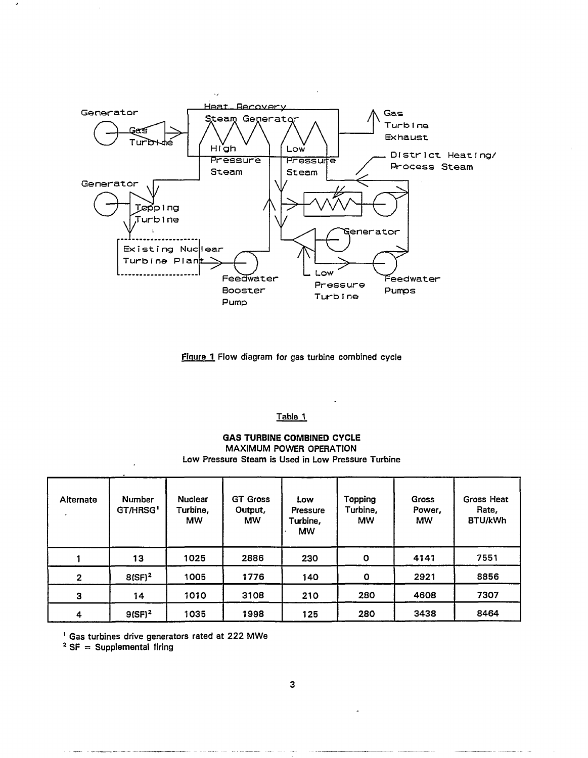Figure 1 Flow diagram for gas turbine combined cycle

Table 1

**GAS TURBINE COMBINED CYCLE**
MAXIMUM POWER OPERATION
Low Pressure Steam is Used in Low Pressure Turbine

| Alternate | Number GT/HRSG[1] | Nuclear Turbine, MW | GT Gross Output, MW | Low Pressure Turbine, MW | Topping Turbine, MW | Gross Power, MW | Gross Heat Rate, BTU/kWh |
|---|---|---|---|---|---|---|---|
| 1 | 13 | 1025 | 2886 | 230 | 0 | 4141 | 7551 |
| 2 | 8(SF)[2] | 1005 | 1776 | 140 | 0 | 2921 | 8856 |
| 3 | 14 | 1010 | 3108 | 210 | 280 | 4608 | 7307 |
| 4 | 9(SF)[2] | 1035 | 1998 | 125 | 280 | 3438 | 8464 |

[1] Gas turbines drive generators rated at 222 MWe
[2] SF = Supplemental firing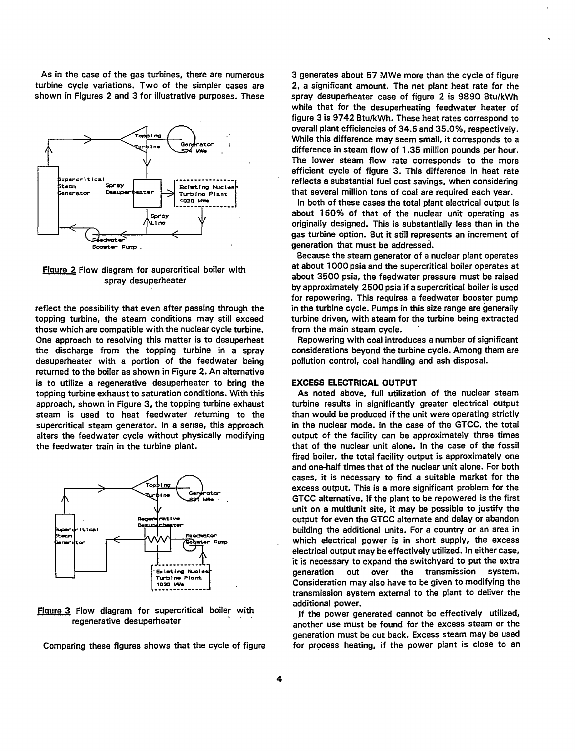As in the case of the gas turbines, there are numerous turbine cycle variations. Two of the simpler cases are shown in Figures 2 and 3 for illustrative purposes. These

Figure 2 Flow diagram for supercritical boiler with spray desuperheater

reflect the possibility that even after passing through the topping turbine, the steam conditions may still exceed those which are compatible with the nuclear cycle turbine. One approach to resolving this matter is to desuperheat the discharge from the topping turbine in a spray desuperheater with a portion of the feedwater being returned to the boiler as shown in Figure 2. An alternative is to utilize a regenerative desuperheater to bring the topping turbine exhaust to saturation conditions. With this approach, shown in Figure 3, the topping turbine exhaust steam is used to heat feedwater returning to the supercritical steam generator. In a sense, this approach alters the feedwater cycle without physically modifying the feedwater train in the turbine plant.

Figure 3 Flow diagram for supercritical boiler with regenerative desuperheater

Comparing these figures shows that the cycle of figure 3 generates about 57 MWe more than the cycle of figure 2, a significant amount. The net plant heat rate for the spray desuperheater case of figure 2 is 9890 Btu/kWh while that for the desuperheating feedwater heater of figure 3 is 9742 Btu/kWh. These heat rates correspond to overall plant efficiencies of 34.5 and 35.0%, respectively. While this difference may seem small, it corresponds to a difference in steam flow of 1.35 million pounds per hour. The lower steam flow rate corresponds to the more efficient cycle of figure 3. This difference in heat rate reflects a substantial fuel cost savings, when considering that several million tons of coal are required each year.

In both of these cases the total plant electrical output is about 150% of that of the nuclear unit operating as originally designed. This is substantially less than in the gas turbine option. But it still represents an increment of generation that must be addressed.

Because the steam generator of a nuclear plant operates at about 1000 psia and the supercritical boiler operates at about 3500 psia, the feedwater pressure must be raised by approximately 2500 psia if a supercritical boiler is used for repowering. This requires a feedwater booster pump in the turbine cycle. Pumps in this size range are generally turbine driven, with steam for the turbine being extracted from the main steam cycle.

Repowering with coal introduces a number of significant considerations beyond the turbine cycle. Among them are pollution control, coal handling and ash disposal.

## EXCESS ELECTRICAL OUTPUT

As noted above, full utilization of the nuclear steam turbine results in significantly greater electrical output than would be produced if the unit were operating strictly in the nuclear mode. In the case of the GTCC, the total output of the facility can be approximately three times that of the nuclear unit alone. In the case of the fossil fired boiler, the total facility output is approximately one and one-half times that of the nuclear unit alone. For both cases, it is necessary to find a suitable market for the excess output. This is a more significant problem for the GTCC alternative. If the plant to be repowered is the first unit on a multiunit site, it may be possible to justify the output for even the GTCC alternate and delay or abandon building the additional units. For a country or an area in which electrical power is in short supply, the excess electrical output may be effectively utilized. In either case, it is necessary to expand the switchyard to put the extra generation out over the transmission system. Consideration may also have to be given to modifying the transmission system external to the plant to deliver the additional power.

If the power generated cannot be effectively utilized, another use must be found for the excess steam or the generation must be cut back. Excess steam may be used for process heating, if the power plant is close to an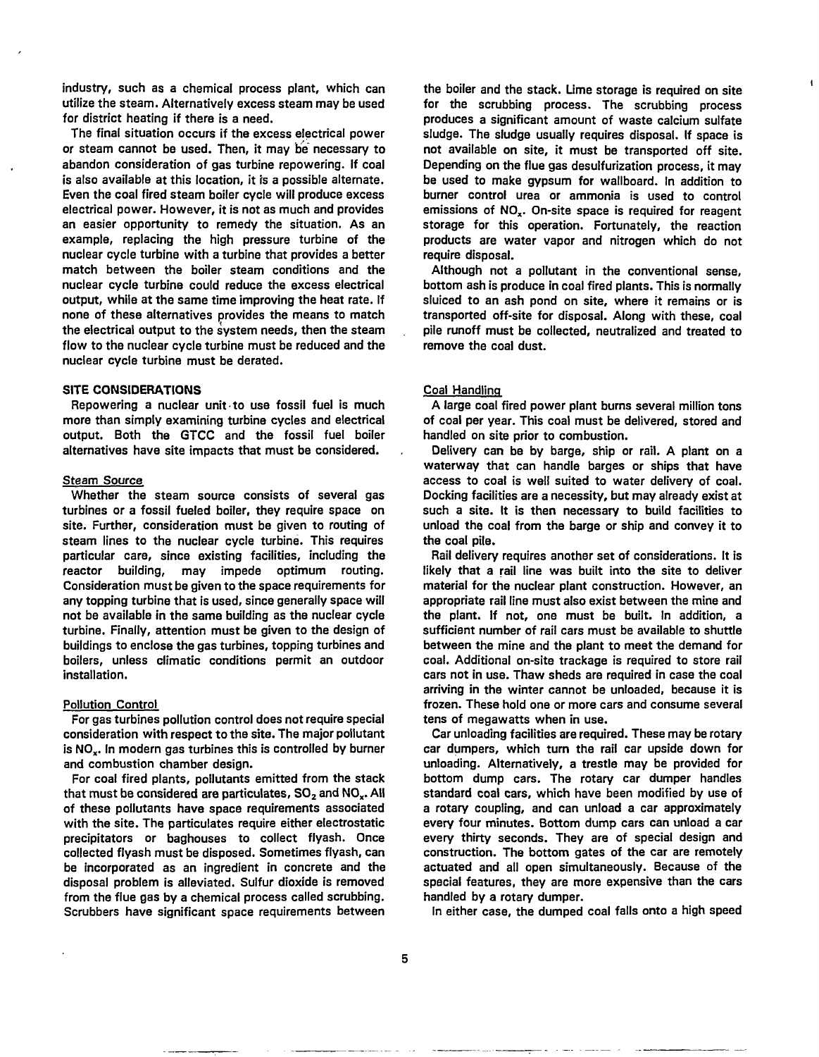industry, such as a chemical process plant, which can utilize the steam. Alternatively excess steam may be used for district heating if there is a need.

The final situation occurs if the excess electrical power or steam cannot be used. Then, it may be necessary to abandon consideration of gas turbine repowering. If coal is also available at this location, it is a possible alternate. Even the coal fired steam boiler cycle will produce excess electrical power. However, it is not as much and provides an easier opportunity to remedy the situation. As an example, replacing the high pressure turbine of the nuclear cycle turbine with a turbine that provides a better match between the boiler steam conditions and the nuclear cycle turbine could reduce the excess electrical output, while at the same time improving the heat rate. If none of these alternatives provides the means to match the electrical output to the system needs, then the steam flow to the nuclear cycle turbine must be reduced and the nuclear cycle turbine must be derated.

## SITE CONSIDERATIONS

Repowering a nuclear unit to use fossil fuel is much more than simply examining turbine cycles and electrical output. Both the GTCC and the fossil fuel boiler alternatives have site impacts that must be considered.

### Steam Source

Whether the steam source consists of several gas turbines or a fossil fueled boiler, they require space on site. Further, consideration must be given to routing of steam lines to the nuclear cycle turbine. This requires particular care, since existing facilities, including the reactor building, may impede optimum routing. Consideration must be given to the space requirements for any topping turbine that is used, since generally space will not be available in the same building as the nuclear cycle turbine. Finally, attention must be given to the design of buildings to enclose the gas turbines, topping turbines and boilers, unless climatic conditions permit an outdoor installation.

### Pollution Control

For gas turbines pollution control does not require special consideration with respect to the site. The major pollutant is $NO_x$. In modern gas turbines this is controlled by burner and combustion chamber design.

For coal fired plants, pollutants emitted from the stack that must be considered are particulates, $SO_2$ and $NO_x$. All of these pollutants have space requirements associated with the site. The particulates require either electrostatic precipitators or baghouses to collect flyash. Once collected flyash must be disposed. Sometimes flyash, can be incorporated as an ingredient in concrete and the disposal problem is alleviated. Sulfur dioxide is removed from the flue gas by a chemical process called scrubbing. Scrubbers have significant space requirements between the boiler and the stack. Lime storage is required on site for the scrubbing process. The scrubbing process produces a significant amount of waste calcium sulfate sludge. The sludge usually requires disposal. If space is not available on site, it must be transported off site. Depending on the flue gas desulfurization process, it may be used to make gypsum for wallboard. In addition to burner control urea or ammonia is used to control emissions of $NO_x$. On-site space is required for reagent storage for this operation. Fortunately, the reaction products are water vapor and nitrogen which do not require disposal.

Although not a pollutant in the conventional sense, bottom ash is produce in coal fired plants. This is normally sluiced to an ash pond on site, where it remains or is transported off-site for disposal. Along with these, coal pile runoff must be collected, neutralized and treated to remove the coal dust.

### Coal Handling

A large coal fired power plant burns several million tons of coal per year. This coal must be delivered, stored and handled on site prior to combustion.

Delivery can be by barge, ship or rail. A plant on a waterway that can handle barges or ships that have access to coal is well suited to water delivery of coal. Docking facilities are a necessity, but may already exist at such a site. It is then necessary to build facilities to unload the coal from the barge or ship and convey it to the coal pile.

Rail delivery requires another set of considerations. It is likely that a rail line was built into the site to deliver material for the nuclear plant construction. However, an appropriate rail line must also exist between the mine and the plant. If not, one must be built. In addition, a sufficient number of rail cars must be available to shuttle between the mine and the plant to meet the demand for coal. Additional on-site trackage is required to store rail cars not in use. Thaw sheds are required in case the coal arriving in the winter cannot be unloaded, because it is frozen. These hold one or more cars and consume several tens of megawatts when in use.

Car unloading facilities are required. These may be rotary car dumpers, which turn the rail car upside down for unloading. Alternatively, a trestle may be provided for bottom dump cars. The rotary car dumper handles standard coal cars, which have been modified by use of a rotary coupling, and can unload a car approximately every four minutes. Bottom dump cars can unload a car every thirty seconds. They are of special design and construction. The bottom gates of the car are remotely actuated and all open simultaneously. Because of the special features, they are more expensive than the cars handled by a rotary dumper.

In either case, the dumped coal falls onto a high speed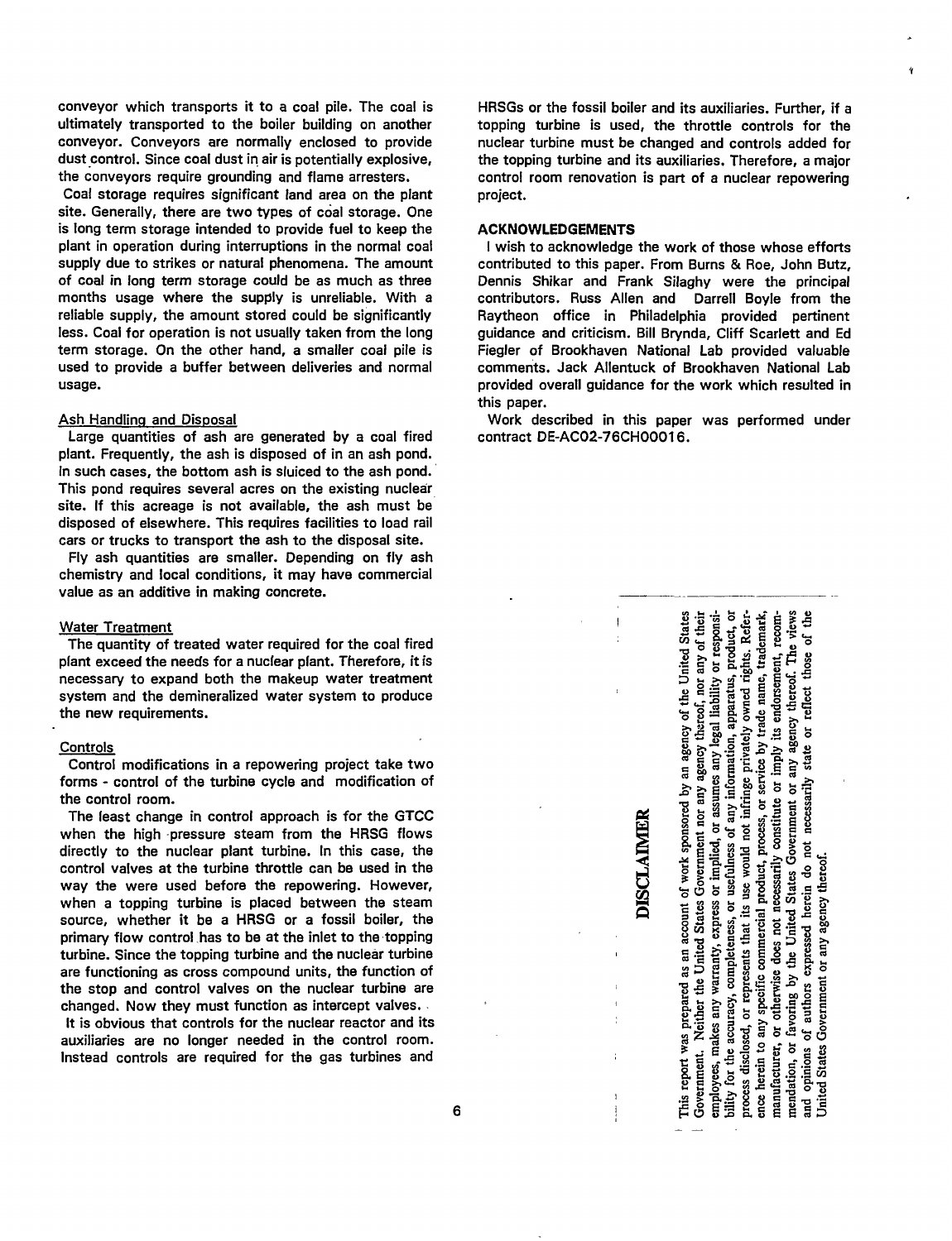conveyor which transports it to a coal pile. The coal is ultimately transported to the boiler building on another conveyor. Conveyors are normally enclosed to provide dust control. Since coal dust in air is potentially explosive, the conveyors require grounding and flame arresters.

Coal storage requires significant land area on the plant site. Generally, there are two types of coal storage. One is long term storage intended to provide fuel to keep the plant in operation during interruptions in the normal coal supply due to strikes or natural phenomena. The amount of coal in long term storage could be as much as three months usage where the supply is unreliable. With a reliable supply, the amount stored could be significantly less. Coal for operation is not usually taken from the long term storage. On the other hand, a smaller coal pile is used to provide a buffer between deliveries and normal usage.

### Ash Handling and Disposal

Large quantities of ash are generated by a coal fired plant. Frequently, the ash is disposed of in an ash pond. In such cases, the bottom ash is sluiced to the ash pond. This pond requires several acres on the existing nuclear site. If this acreage is not available, the ash must be disposed of elsewhere. This requires facilities to load rail cars or trucks to transport the ash to the disposal site.

Fly ash quantities are smaller. Depending on fly ash chemistry and local conditions, it may have commercial value as an additive in making concrete.

### Water Treatment

The quantity of treated water required for the coal fired plant exceed the needs for a nuclear plant. Therefore, it is necessary to expand both the makeup water treatment system and the demineralized water system to produce the new requirements.

### Controls

Control modifications in a repowering project take two forms - control of the turbine cycle and modification of the control room.

The least change in control approach is for the GTCC when the high pressure steam from the HRSG flows directly to the nuclear plant turbine. In this case, the control valves at the turbine throttle can be used in the way the were used before the repowering. However, when a topping turbine is placed between the steam source, whether it be a HRSG or a fossil boiler, the primary flow control has to be at the inlet to the topping turbine. Since the topping turbine and the nuclear turbine are functioning as cross compound units, the function of the stop and control valves on the nuclear turbine are changed. Now they must function as intercept valves.

It is obvious that controls for the nuclear reactor and its auxiliaries are no longer needed in the control room. Instead controls are required for the gas turbines and HRSGs or the fossil boiler and its auxiliaries. Further, if a topping turbine is used, the throttle controls for the nuclear turbine must be changed and controls added for the topping turbine and its auxiliaries. Therefore, a major control room renovation is part of a nuclear repowering project.

## ACKNOWLEDGEMENTS

I wish to acknowledge the work of those whose efforts contributed to this paper. From Burns & Roe, John Butz, Dennis Shikar and Frank Silaghy were the principal contributors. Russ Allen and Darrell Boyle from the Raytheon office in Philadelphia provided pertinent guidance and criticism. Bill Brynda, Cliff Scarlett and Ed Fiegler of Brookhaven National Lab provided valuable comments. Jack Allentuck of Brookhaven National Lab provided overall guidance for the work which resulted in this paper.

Work described in this paper was performed under contract DE-AC02-76CH00016.

## DISCLAIMER

This report was prepared as an account of work sponsored by an agency of the United States Government. Neither the United States Government nor any agency thereof, nor any of their employees, makes any warranty, express or implied, or assumes any legal liability or responsibility for the accuracy, completeness, or usefulness of any information, apparatus, product, or process disclosed, or represents that its use would not infringe privately owned rights. Reference herein to any specific commercial product, process, or service by trade name, trademark, manufacturer, or otherwise does not necessarily constitute or imply its endorsement, recommendation, or favoring by the United States Government or any agency thereof. The views and opinions of authors expressed herein do not necessarily state or reflect those of the United States Government or any agency thereof.